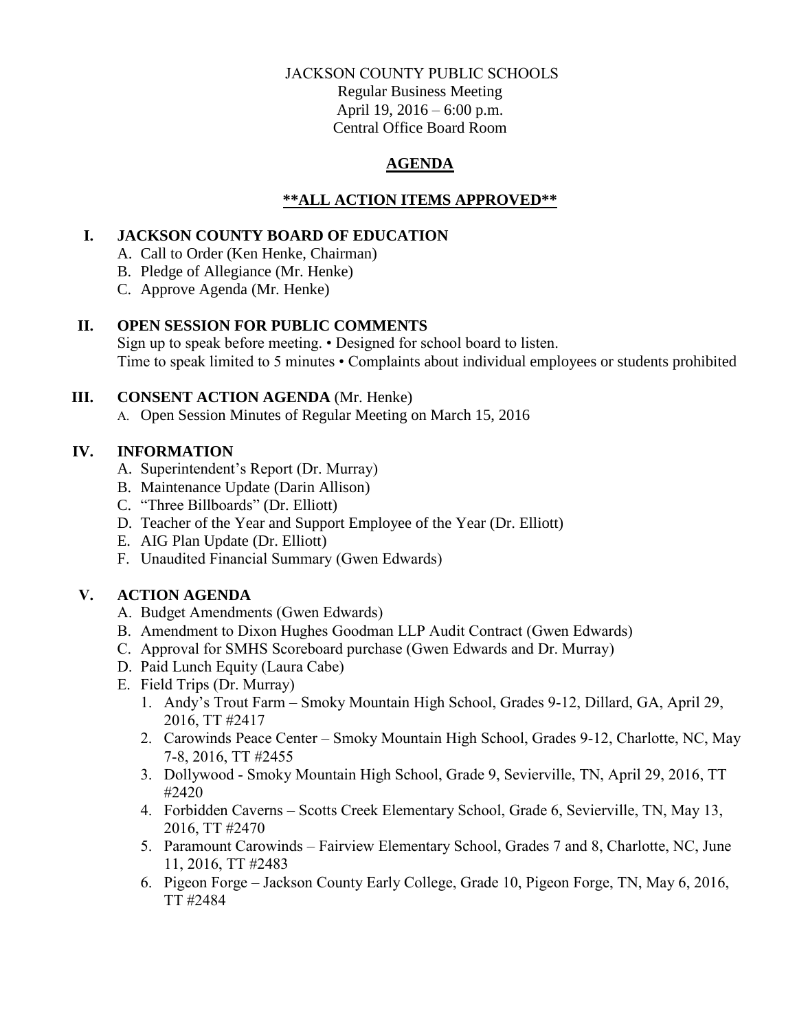JACKSON COUNTY PUBLIC SCHOOLS
Regular Business Meeting
April 19, 2016 – 6:00 p.m.
Central Office Board Room

# AGENDA

## \*\*ALL ACTION ITEMS APPROVED\*\*

## I. JACKSON COUNTY BOARD OF EDUCATION

A. Call to Order (Ken Henke, Chairman)
B. Pledge of Allegiance (Mr. Henke)
C. Approve Agenda (Mr. Henke)

## II. OPEN SESSION FOR PUBLIC COMMENTS

Sign up to speak before meeting. • Designed for school board to listen.
Time to speak limited to 5 minutes • Complaints about individual employees or students prohibited

## III. CONSENT ACTION AGENDA (Mr. Henke)

A. Open Session Minutes of Regular Meeting on March 15, 2016

## IV. INFORMATION

A. Superintendent's Report (Dr. Murray)
B. Maintenance Update (Darin Allison)
C. "Three Billboards" (Dr. Elliott)
D. Teacher of the Year and Support Employee of the Year (Dr. Elliott)
E. AIG Plan Update (Dr. Elliott)
F. Unaudited Financial Summary (Gwen Edwards)

## V. ACTION AGENDA

A. Budget Amendments (Gwen Edwards)
B. Amendment to Dixon Hughes Goodman LLP Audit Contract (Gwen Edwards)
C. Approval for SMHS Scoreboard purchase (Gwen Edwards and Dr. Murray)
D. Paid Lunch Equity (Laura Cabe)
E. Field Trips (Dr. Murray)
1. Andy's Trout Farm – Smoky Mountain High School, Grades 9-12, Dillard, GA, April 29, 2016, TT #2417
2. Carowinds Peace Center – Smoky Mountain High School, Grades 9-12, Charlotte, NC, May 7-8, 2016, TT #2455
3. Dollywood - Smoky Mountain High School, Grade 9, Sevierville, TN, April 29, 2016, TT #2420
4. Forbidden Caverns – Scotts Creek Elementary School, Grade 6, Sevierville, TN, May 13, 2016, TT #2470
5. Paramount Carowinds – Fairview Elementary School, Grades 7 and 8, Charlotte, NC, June 11, 2016, TT #2483
6. Pigeon Forge – Jackson County Early College, Grade 10, Pigeon Forge, TN, May 6, 2016, TT #2484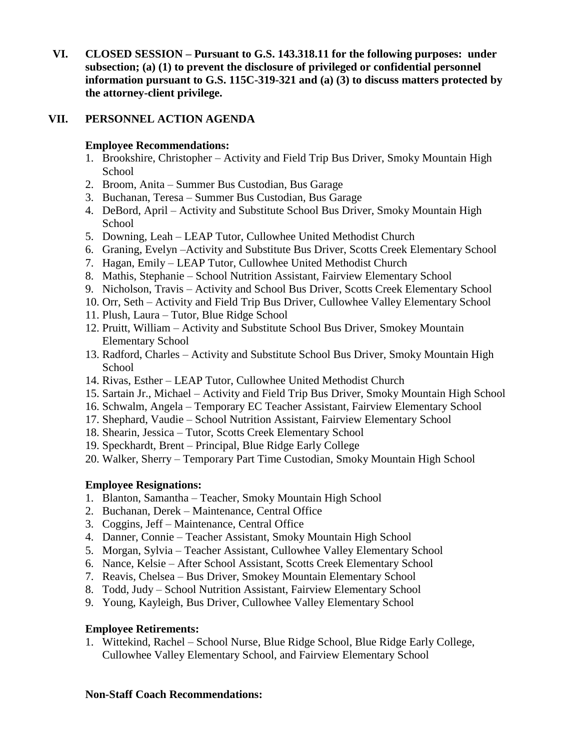## VI. CLOSED SESSION – Pursuant to G.S. 143.318.11 for the following purposes: under subsection; (a) (1) to prevent the disclosure of privileged or confidential personnel information pursuant to G.S. 115C-319-321 and (a) (3) to discuss matters protected by the attorney-client privilege.

## VII. PERSONNEL ACTION AGENDA

**Employee Recommendations:**

1. Brookshire, Christopher – Activity and Field Trip Bus Driver, Smoky Mountain High School
2. Broom, Anita – Summer Bus Custodian, Bus Garage
3. Buchanan, Teresa – Summer Bus Custodian, Bus Garage
4. DeBord, April – Activity and Substitute School Bus Driver, Smoky Mountain High School
5. Downing, Leah – LEAP Tutor, Cullowhee United Methodist Church
6. Graning, Evelyn –Activity and Substitute Bus Driver, Scotts Creek Elementary School
7. Hagan, Emily – LEAP Tutor, Cullowhee United Methodist Church
8. Mathis, Stephanie – School Nutrition Assistant, Fairview Elementary School
9. Nicholson, Travis – Activity and School Bus Driver, Scotts Creek Elementary School
10. Orr, Seth – Activity and Field Trip Bus Driver, Cullowhee Valley Elementary School
11. Plush, Laura – Tutor, Blue Ridge School
12. Pruitt, William – Activity and Substitute School Bus Driver, Smokey Mountain Elementary School
13. Radford, Charles – Activity and Substitute School Bus Driver, Smoky Mountain High School
14. Rivas, Esther – LEAP Tutor, Cullowhee United Methodist Church
15. Sartain Jr., Michael – Activity and Field Trip Bus Driver, Smoky Mountain High School
16. Schwalm, Angela – Temporary EC Teacher Assistant, Fairview Elementary School
17. Shephard, Vaudie – School Nutrition Assistant, Fairview Elementary School
18. Shearin, Jessica – Tutor, Scotts Creek Elementary School
19. Speckhardt, Brent – Principal, Blue Ridge Early College
20. Walker, Sherry – Temporary Part Time Custodian, Smoky Mountain High School

**Employee Resignations:**

1. Blanton, Samantha – Teacher, Smoky Mountain High School
2. Buchanan, Derek – Maintenance, Central Office
3. Coggins, Jeff – Maintenance, Central Office
4. Danner, Connie – Teacher Assistant, Smoky Mountain High School
5. Morgan, Sylvia – Teacher Assistant, Cullowhee Valley Elementary School
6. Nance, Kelsie – After School Assistant, Scotts Creek Elementary School
7. Reavis, Chelsea – Bus Driver, Smokey Mountain Elementary School
8. Todd, Judy – School Nutrition Assistant, Fairview Elementary School
9. Young, Kayleigh, Bus Driver, Cullowhee Valley Elementary School

**Employee Retirements:**

1. Wittekind, Rachel – School Nurse, Blue Ridge School, Blue Ridge Early College, Cullowhee Valley Elementary School, and Fairview Elementary School

**Non-Staff Coach Recommendations:**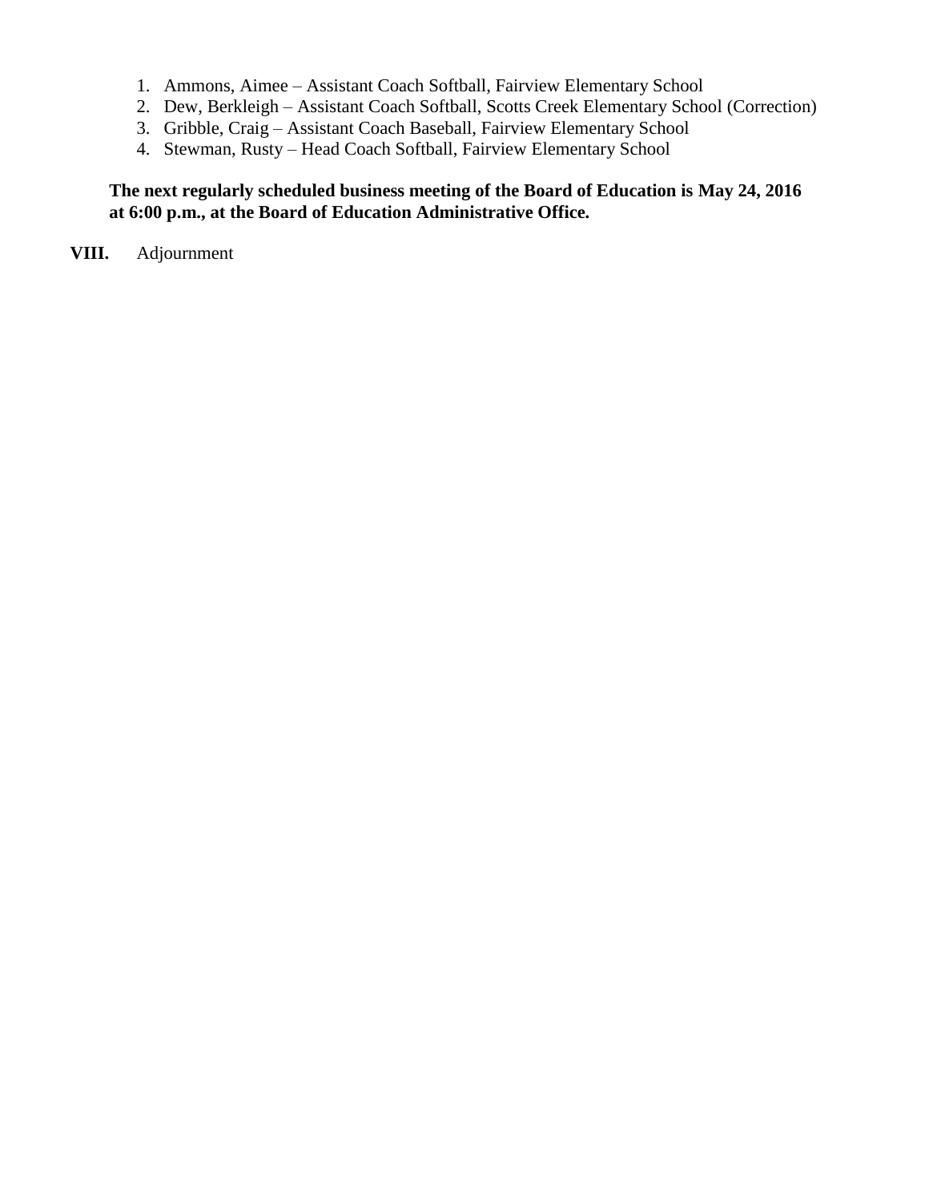1. Ammons, Aimee – Assistant Coach Softball, Fairview Elementary School
2. Dew, Berkleigh – Assistant Coach Softball, Scotts Creek Elementary School (Correction)
3. Gribble, Craig – Assistant Coach Baseball, Fairview Elementary School
4. Stewman, Rusty – Head Coach Softball, Fairview Elementary School

**The next regularly scheduled business meeting of the Board of Education is May 24, 2016 at 6:00 p.m., at the Board of Education Administrative Office.**

**VIII.** Adjournment